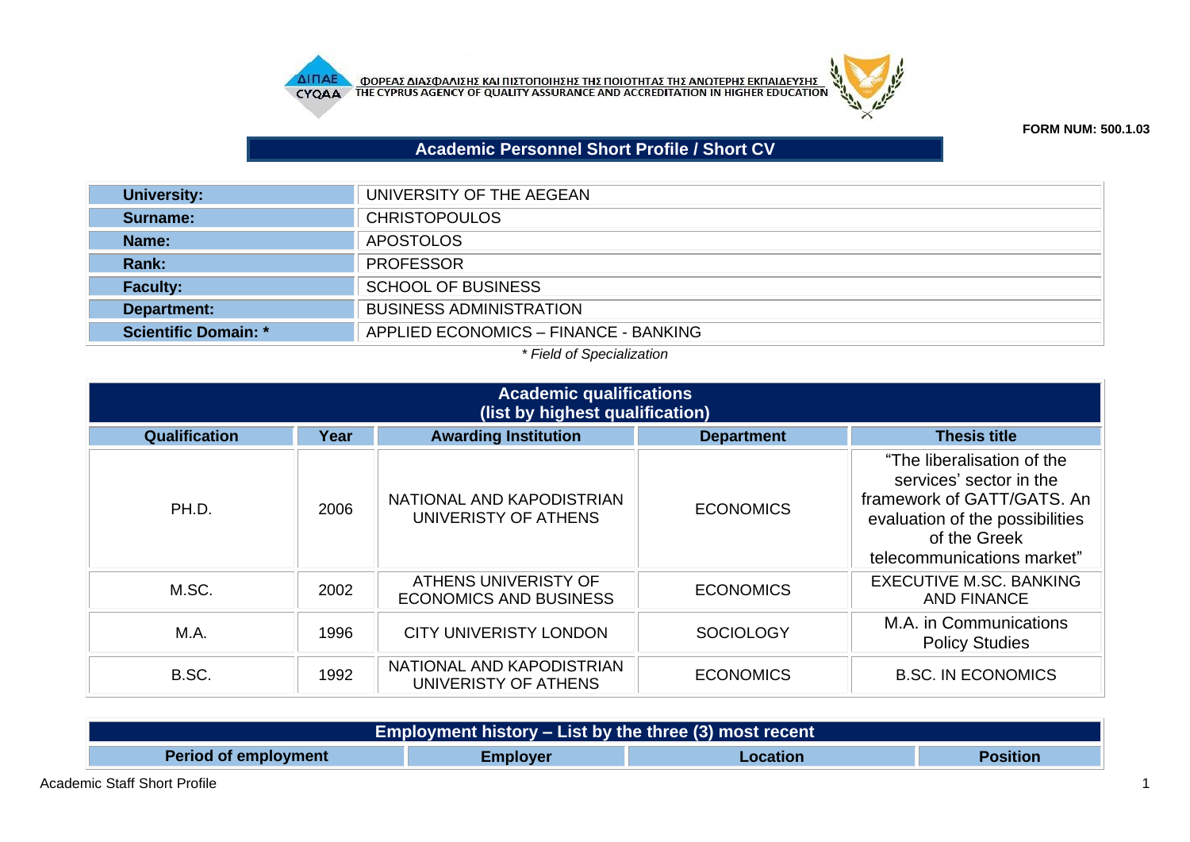ΦΟΡΕΑΣ ΔΙΑΣΦΑΛΙΣΗΣ ΚΑΙ ΠΙΣΤΟΠΟΙΗΣΗΣ ΤΗΣ ΠΟΙΟΤΗΤΑΣ ΤΗΣ ΑΝΩΤΕΡΗΣ ΕΚΠΑΙΔΕΥΣΗΣ
THE CYPRUS AGENCY OF QUALITY ASSURANCE AND ACCREDITATION IN HIGHER EDUCATION

**FORM NUM: 500.1.03**

# Academic Personnel Short Profile / Short CV

| | |
|---|---|
| **University:** | UNIVERSITY OF THE AEGEAN |
| **Surname:** | CHRISTOPOULOS |
| **Name:** | APOSTOLOS |
| **Rank:** | PROFESSOR |
| **Faculty:** | SCHOOL OF BUSINESS |
| **Department:** | BUSINESS ADMINISTRATION |
| **Scientific Domain: *** | APPLIED ECONOMICS – FINANCE - BANKING |

*\* Field of Specialization*

## Academic qualifications (list by highest qualification)

| Qualification | Year | Awarding Institution | Department | Thesis title |
|---|---|---|---|---|
| PH.D. | 2006 | NATIONAL AND KAPODISTRIAN UNIVERISTY OF ATHENS | ECONOMICS | "The liberalisation of the services' sector in the framework of GATT/GATS. An evaluation of the possibilities of the Greek telecommunications market" |
| M.SC. | 2002 | ATHENS UNIVERISTY OF ECONOMICS AND BUSINESS | ECONOMICS | EXECUTIVE M.SC. BANKING AND FINANCE |
| M.A. | 1996 | CITY UNIVERISTY LONDON | SOCIOLOGY | M.A. in Communications Policy Studies |
| B.SC. | 1992 | NATIONAL AND KAPODISTRIAN UNIVERISTY OF ATHENS | ECONOMICS | B.SC. IN ECONOMICS |

## Employment history – List by the three (3) most recent

| Period of employment | Employer | Location | Position |
|---|---|---|---|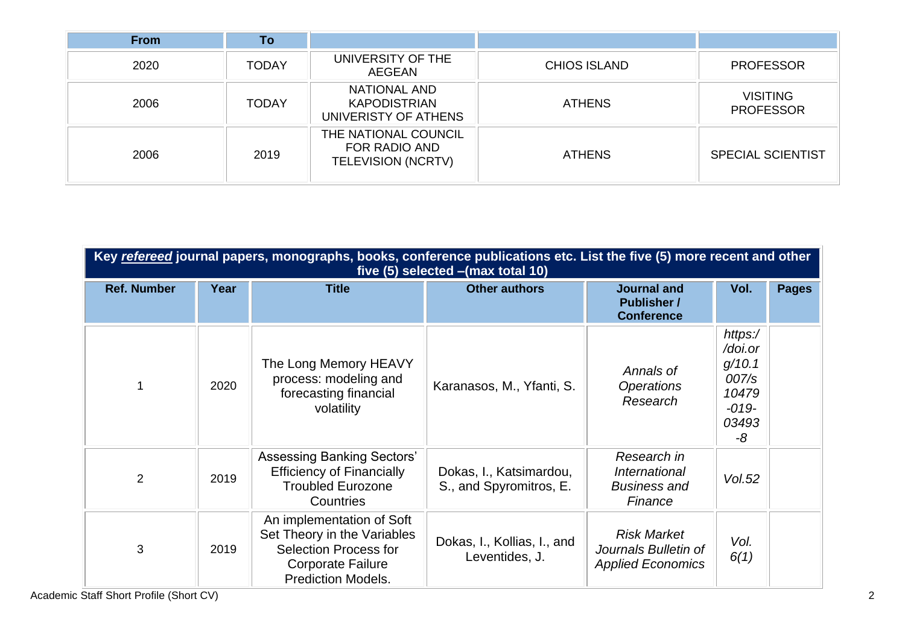| From | To | | | |
|---|---|---|---|---|
| 2020 | TODAY | UNIVERSITY OF THE AEGEAN | CHIOS ISLAND | PROFESSOR |
| 2006 | TODAY | NATIONAL AND KAPODISTRIAN UNIVERISTY OF ATHENS | ATHENS | VISITING PROFESSOR |
| 2006 | 2019 | THE NATIONAL COUNCIL FOR RADIO AND TELEVISION (NCRTV) | ATHENS | SPECIAL SCIENTIST |

| **Key *refereed* journal papers, monographs, books, conference publications etc. List the five (5) more recent and other five (5) selected –(max total 10)** | | | | | | |
|---|---|---|---|---|---|---|
| **Ref. Number** | **Year** | **Title** | **Other authors** | **Journal and Publisher / Conference** | **Vol.** | **Pages** |
| 1 | 2020 | The Long Memory HEAVY process: modeling and forecasting financial volatility | Karanasos, M., Yfanti, S. | *Annals of Operations Research* | *https://doi.org/10.1007/s10479-019-03493-8* | |
| 2 | 2019 | Assessing Banking Sectors' Efficiency of Financially Troubled Eurozone Countries | Dokas, I., Katsimardou, S., and Spyromitros, E. | *Research in International Business and Finance* | *Vol.52* | |
| 3 | 2019 | An implementation of Soft Set Theory in the Variables Selection Process for Corporate Failure Prediction Models. | Dokas, I., Kollias, I., and Leventides, J. | *Risk Market Journals Bulletin of Applied Economics* | *Vol. 6(1)* | |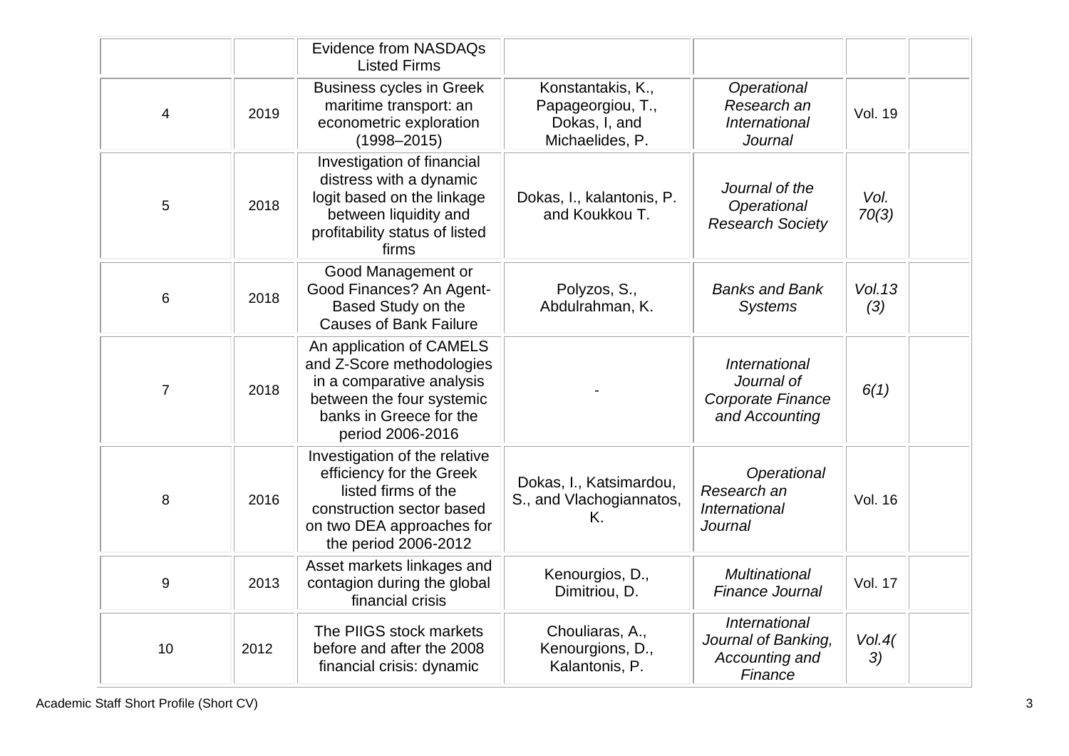| | | Evidence from NASDAQs Listed Firms | | | | |
|---|---|---|---|---|---|---|
| 4 | 2019 | Business cycles in Greek maritime transport: an econometric exploration (1998–2015) | Konstantakis, K., Papageorgiou, T., Dokas, I, and Michaelides, P. | *Operational Research an International Journal* | Vol. 19 | |
| 5 | 2018 | Investigation of financial distress with a dynamic logit based on the linkage between liquidity and profitability status of listed firms | Dokas, I., kalantonis, P. and Koukkou T. | *Journal of the Operational Research Society* | *Vol. 70(3)* | |
| 6 | 2018 | Good Management or Good Finances? An Agent-Based Study on the Causes of Bank Failure | Polyzos, S., Abdulrahman, K. | *Banks and Bank Systems* | *Vol.13 (3)* | |
| 7 | 2018 | An application of CAMELS and Z-Score methodologies in a comparative analysis between the four systemic banks in Greece for the period 2006-2016 | - | *International Journal of Corporate Finance and Accounting* | *6(1)* | |
| 8 | 2016 | Investigation of the relative efficiency for the Greek listed firms of the construction sector based on two DEA approaches for the period 2006-2012 | Dokas, I., Katsimardou, S., and Vlachogiannatos, K. | *Operational Research an International Journal* | Vol. 16 | |
| 9 | 2013 | Asset markets linkages and contagion during the global financial crisis | Kenourgios, D., Dimitriou, D. | *Multinational Finance Journal* | Vol. 17 | |
| 10 | 2012 | The PIIGS stock markets before and after the 2008 financial crisis: dynamic | Chouliaras, A., Kenourgions, D., Kalantonis, P. | *International Journal of Banking, Accounting and Finance* | *Vol.4(3)* | |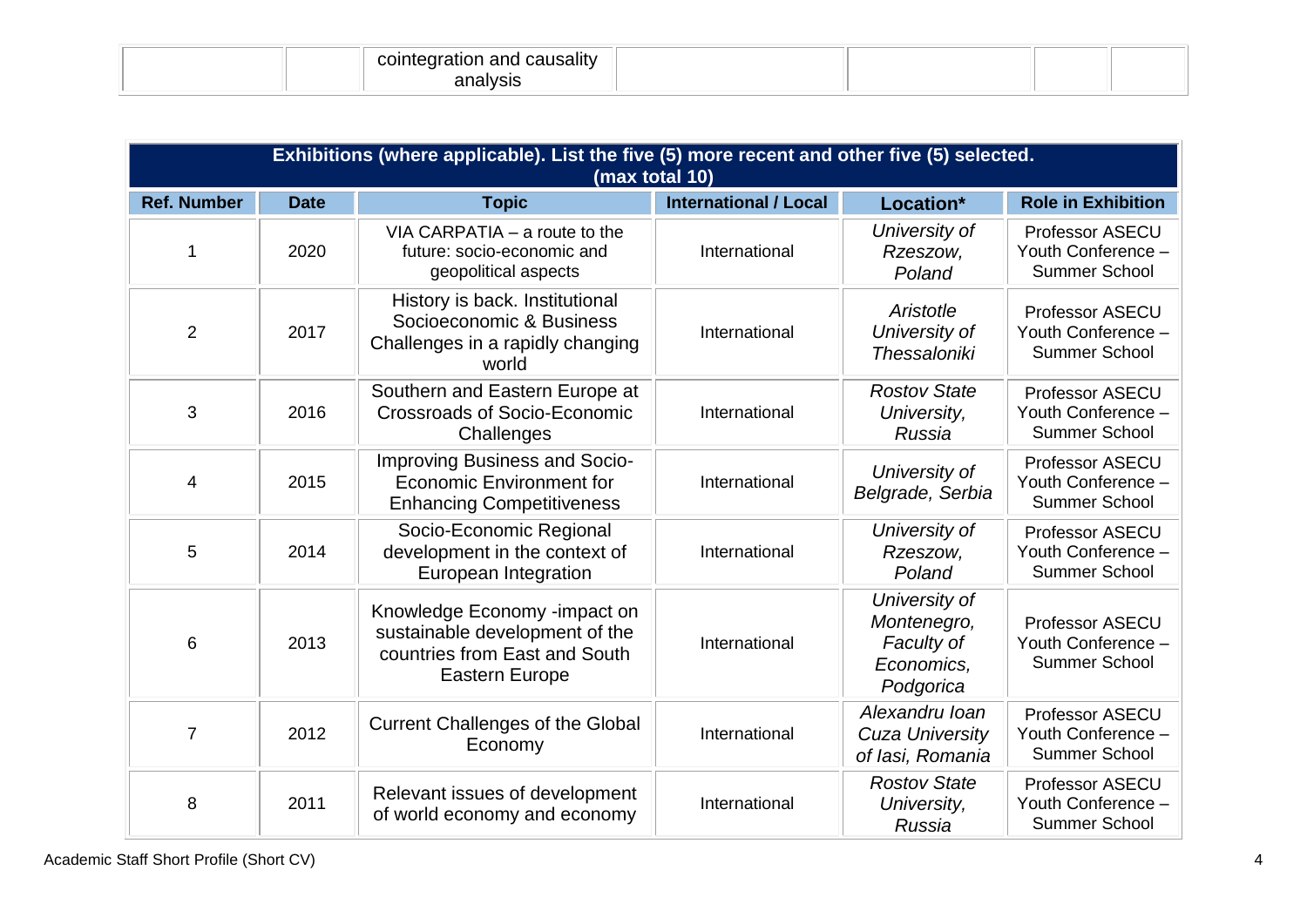|  |  | cointegration and causality analysis |  |  |  |  |
|---|---|---|---|---|---|---|

| Exhibitions (where applicable). List the five (5) more recent and other five (5) selected. (max total 10) | | | | | |
|---|---|---|---|---|---|
| **Ref. Number** | **Date** | **Topic** | **International / Local** | **Location*** | **Role in Exhibition** |
| 1 | 2020 | VIA CARPATIA – a route to the future: socio-economic and geopolitical aspects | International | *University of Rzeszow, Poland* | Professor ASECU Youth Conference – Summer School |
| 2 | 2017 | History is back. Institutional Socioeconomic & Business Challenges in a rapidly changing world | International | *Aristotle University of Thessaloniki* | Professor ASECU Youth Conference – Summer School |
| 3 | 2016 | Southern and Eastern Europe at Crossroads of Socio-Economic Challenges | International | *Rostov State University, Russia* | Professor ASECU Youth Conference – Summer School |
| 4 | 2015 | Improving Business and Socio-Economic Environment for Enhancing Competitiveness | International | *University of Belgrade, Serbia* | Professor ASECU Youth Conference – Summer School |
| 5 | 2014 | Socio-Economic Regional development in the context of European Integration | International | *University of Rzeszow, Poland* | Professor ASECU Youth Conference – Summer School |
| 6 | 2013 | Knowledge Economy -impact on sustainable development of the countries from East and South Eastern Europe | International | *University of Montenegro, Faculty of Economics, Podgorica* | Professor ASECU Youth Conference – Summer School |
| 7 | 2012 | Current Challenges of the Global Economy | International | *Alexandru Ioan Cuza University of Iasi, Romania* | Professor ASECU Youth Conference – Summer School |
| 8 | 2011 | Relevant issues of development of world economy and economy | International | *Rostov State University, Russia* | Professor ASECU Youth Conference – Summer School |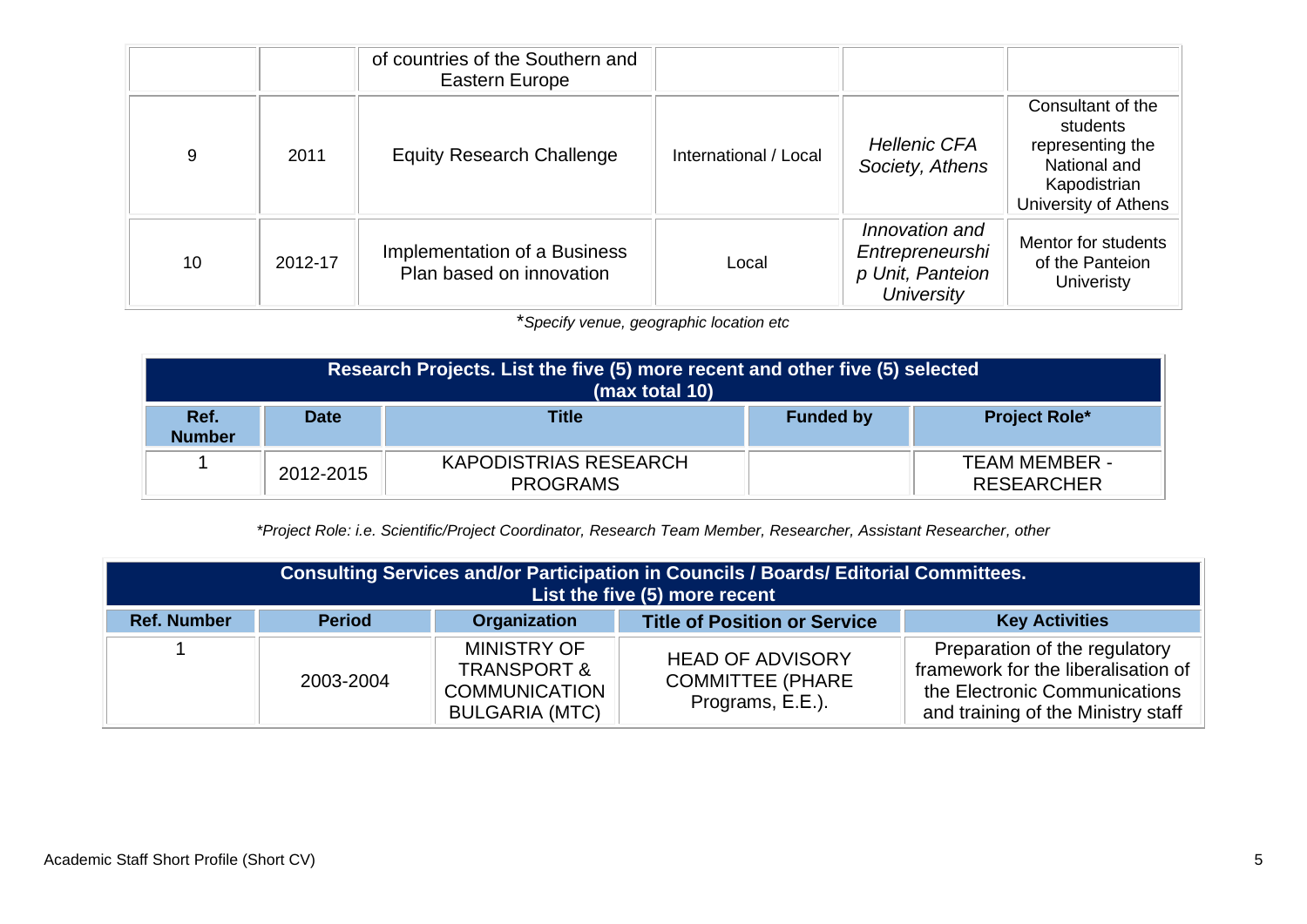| | | of countries of the Southern and Eastern Europe | | | |
|---|---|---|---|---|---|
| 9 | 2011 | Equity Research Challenge | International / Local | *Hellenic CFA Society, Athens* | Consultant of the students representing the National and Kapodistrian University of Athens |
| 10 | 2012-17 | Implementation of a Business Plan based on innovation | Local | *Innovation and Entrepreneurship Unit, Panteion University* | Mentor for students of the Panteion Univeristy |

**Specify venue, geographic location etc*

| **Research Projects. List the five (5) more recent and other five (5) selected (max total 10)** | | | | |
|---|---|---|---|---|
| **Ref. Number** | **Date** | **Title** | **Funded by** | **Project Role*** |
| 1 | 2012-2015 | KAPODISTRIAS RESEARCH PROGRAMS | | TEAM MEMBER - RESEARCHER |

**Project Role: i.e. Scientific/Project Coordinator, Research Team Member, Researcher, Assistant Researcher, other*

| **Consulting Services and/or Participation in Councils / Boards/ Editorial Committees. List the five (5) more recent** | | | | |
|---|---|---|---|---|
| **Ref. Number** | **Period** | **Organization** | **Title of Position or Service** | **Key Activities** |
| 1 | 2003-2004 | MINISTRY OF TRANSPORT & COMMUNICATION BULGARIA (MTC) | HEAD OF ADVISORY COMMITTEE (PHARE Programs, E.E.). | Preparation of the regulatory framework for the liberalisation of the Electronic Communications and training of the Ministry staff |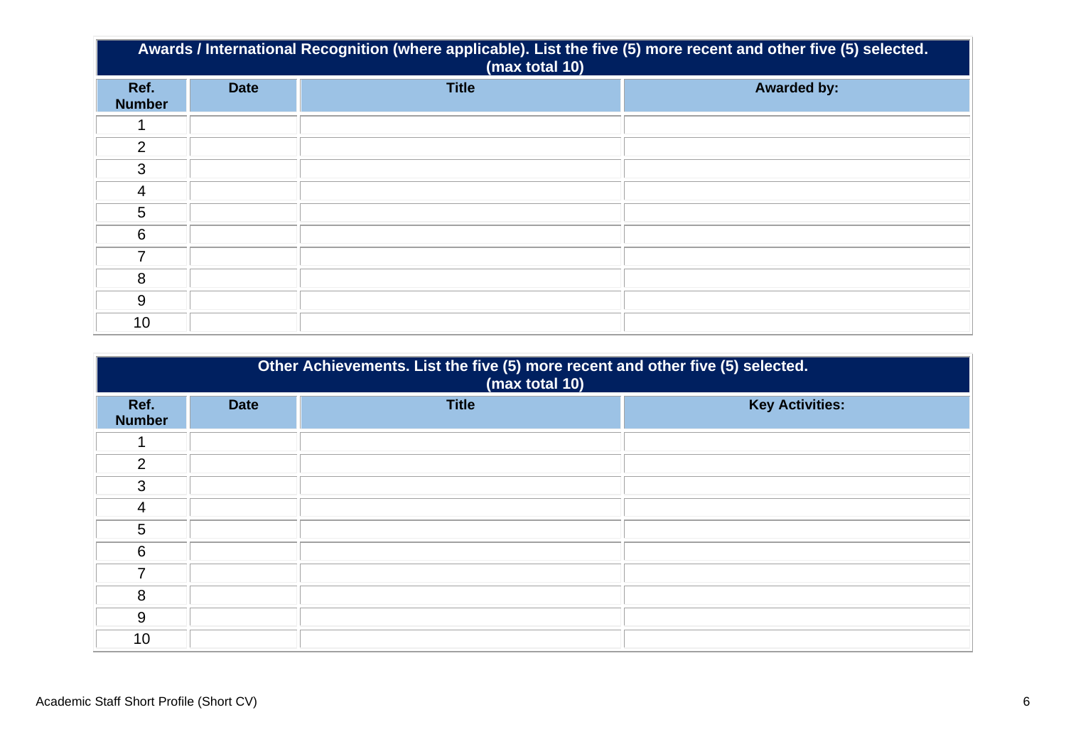| Awards / International Recognition (where applicable). List the five (5) more recent and other five (5) selected. (max total 10) | | | |
|---|---|---|---|
| **Ref. Number** | **Date** | **Title** | **Awarded by:** |
| 1 | | | |
| 2 | | | |
| 3 | | | |
| 4 | | | |
| 5 | | | |
| 6 | | | |
| 7 | | | |
| 8 | | | |
| 9 | | | |
| 10 | | | |

| Other Achievements. List the five (5) more recent and other five (5) selected. (max total 10) | | | |
|---|---|---|---|
| **Ref. Number** | **Date** | **Title** | **Key Activities:** |
| 1 | | | |
| 2 | | | |
| 3 | | | |
| 4 | | | |
| 5 | | | |
| 6 | | | |
| 7 | | | |
| 8 | | | |
| 9 | | | |
| 10 | | | |